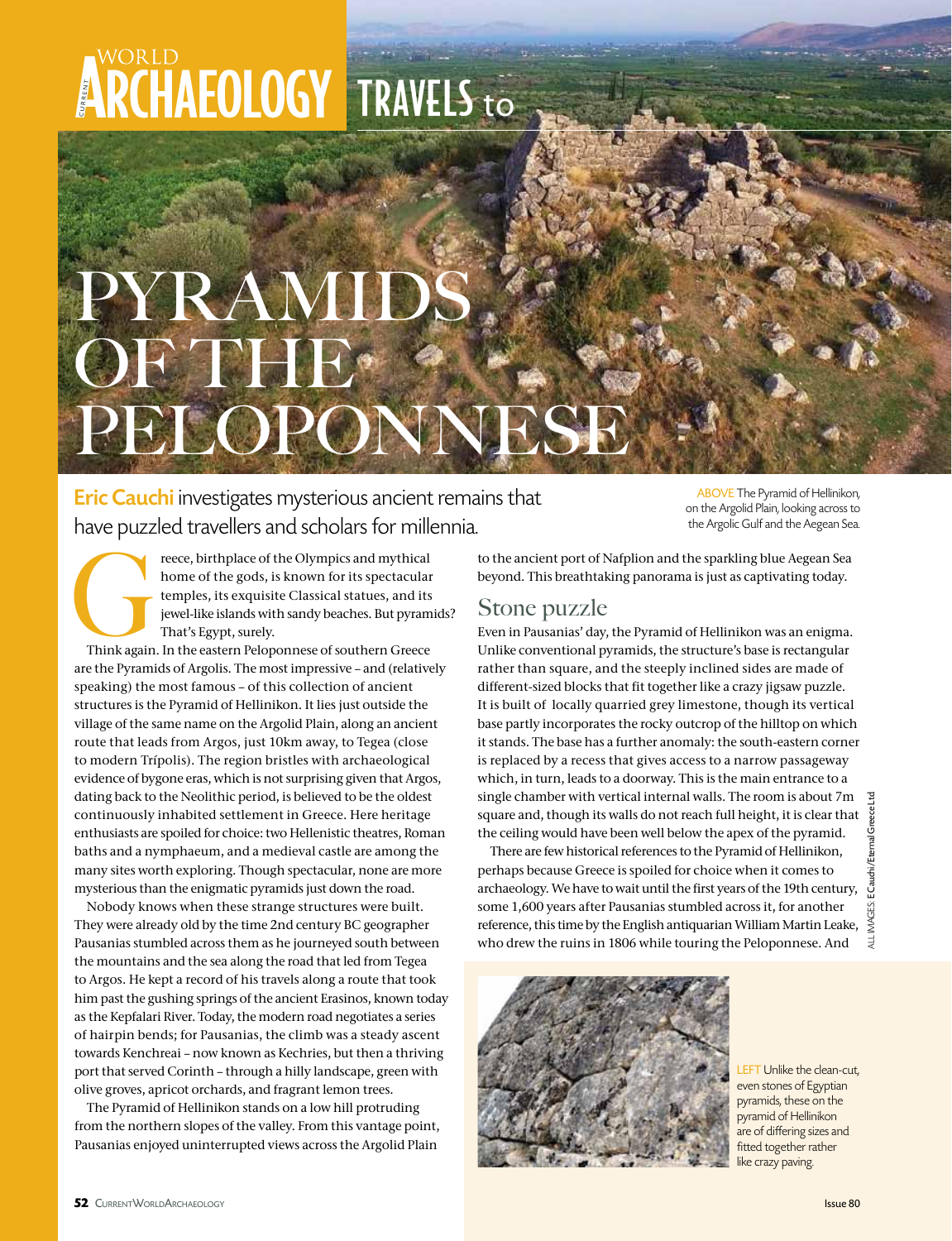CURRENT WORLD ARCHAEOLOGY TRAVELS to

# PYRAMIDS OF THE PELOPONNESE

**Eric Cauchi** investigates mysterious ancient remains that have puzzled travellers and scholars for millennia.

ABOVE The Pyramid of Hellinikon, on the Argolid Plain, looking across to the Argolic Gulf and the Aegean Sea.

Greece, birthplace of the Olympics and mythical home of the gods, is known for its spectacular temples, its exquisite Classical statues, and its jewel-like islands with sandy beaches. But pyramids? That's Egypt, surely.

Think again. In the eastern Peloponnese of southern Greece are the Pyramids of Argolis. The most impressive – and (relatively speaking) the most famous – of this collection of ancient structures is the Pyramid of Hellinikon. It lies just outside the village of the same name on the Argolid Plain, along an ancient route that leads from Argos, just 10km away, to Tegea (close to modern Trípolis). The region bristles with archaeological evidence of bygone eras, which is not surprising given that Argos, dating back to the Neolithic period, is believed to be the oldest continuously inhabited settlement in Greece. Here heritage enthusiasts are spoiled for choice: two Hellenistic theatres, Roman baths and a nymphaeum, and a medieval castle are among the many sites worth exploring. Though spectacular, none are more mysterious than the enigmatic pyramids just down the road.

Nobody knows when these strange structures were built. They were already old by the time 2nd century BC geographer Pausanias stumbled across them as he journeyed south between the mountains and the sea along the road that led from Tegea to Argos. He kept a record of his travels along a route that took him past the gushing springs of the ancient Erasinos, known today as the Kepfalari River. Today, the modern road negotiates a series of hairpin bends; for Pausanias, the climb was a steady ascent towards Kenchreai – now known as Kechries, but then a thriving port that served Corinth – through a hilly landscape, green with olive groves, apricot orchards, and fragrant lemon trees.

The Pyramid of Hellinikon stands on a low hill protruding from the northern slopes of the valley. From this vantage point, Pausanias enjoyed uninterrupted views across the Argolid Plain to the ancient port of Nafplion and the sparkling blue Aegean Sea beyond. This breathtaking panorama is just as captivating today.

## Stone puzzle

Even in Pausanias' day, the Pyramid of Hellinikon was an enigma. Unlike conventional pyramids, the structure's base is rectangular rather than square, and the steeply inclined sides are made of different-sized blocks that fit together like a crazy jigsaw puzzle. It is built of locally quarried grey limestone, though its vertical base partly incorporates the rocky outcrop of the hilltop on which it stands. The base has a further anomaly: the south-eastern corner is replaced by a recess that gives access to a narrow passageway which, in turn, leads to a doorway. This is the main entrance to a single chamber with vertical internal walls. The room is about 7m square and, though its walls do not reach full height, it is clear that the ceiling would have been well below the apex of the pyramid.

There are few historical references to the Pyramid of Hellinikon, perhaps because Greece is spoiled for choice when it comes to archaeology. We have to wait until the first years of the 19th century, some 1,600 years after Pausanias stumbled across it, for another reference, this time by the English antiquarian William Martin Leake, who drew the ruins in 1806 while touring the Peloponnese. And

ALL IMAGES: E Cauchi/Eternal Greece Ltd

LEFT Unlike the clean-cut, even stones of Egyptian pyramids, these on the pyramid of Hellinikon are of differing sizes and fitted together rather like crazy paving.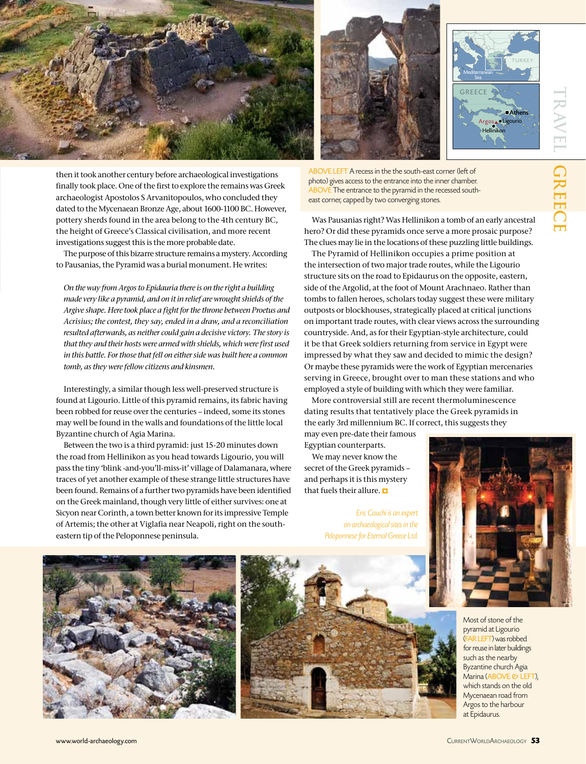then it took another century before archaeological investigations finally took place. One of the first to explore the remains was Greek archaeologist Apostolos S Arvanitopoulos, who concluded they dated to the Mycenaean Bronze Age, about 1600-1100 BC. However, pottery sherds found in the area belong to the 4th century BC, the height of Greece's Classical civilisation, and more recent investigations suggest this is the more probable date.

The purpose of this bizarre structure remains a mystery. According to Pausanias, the Pyramid was a burial monument. He writes:

*On the way from Argos to Epidauria there is on the right a building made very like a pyramid, and on it in relief are wrought shields of the Argive shape. Here took place a fight for the throne between Proetus and Acrisius; the contest, they say, ended in a draw, and a reconciliation resulted afterwards, as neither could gain a decisive victory. The story is that they and their hosts were armed with shields, which were first used in this battle. For those that fell on either side was built here a common tomb, as they were fellow citizens and kinsmen.*

Interestingly, a similar though less well-preserved structure is found at Ligourio. Little of this pyramid remains, its fabric having been robbed for reuse over the centuries – indeed, some its stones may well be found in the walls and foundations of the little local Byzantine church of Agia Marina.

Between the two is a third pyramid: just 15-20 minutes down the road from Hellinikon as you head towards Ligourio, you will pass the tiny 'blink-and-you'll-miss-it' village of Dalamanara, where traces of yet another example of these strange little structures have been found. Remains of a further two pyramids have been identified on the Greek mainland, though very little of either survives: one at Sicyon near Corinth, a town better known for its impressive Temple of Artemis; the other at Viglafia near Neapoli, right on the south-eastern tip of the Peloponnese peninsula.

ABOVE LEFT A recess in the south-east corner (left of photo) gives access to the entrance into the inner chamber. ABOVE The entrance to the pyramid in the recessed south-east corner, capped by two converging stones.

TURKEY
Mediterranean Sea
GREECE
Athens
Argos
Ligourio
Hellinikon

Was Pausanias right? Was Hellinikon a tomb of an early ancestral hero? Or did these pyramids once serve a more prosaic purpose? The clues may lie in the locations of these puzzling little buildings.

The Pyramid of Hellinikon occupies a prime position at the intersection of two major trade routes, while the Ligourio structure sits on the road to Epidaurus on the opposite, eastern, side of the Argolid, at the foot of Mount Arachnaeo. Rather than tombs to fallen heroes, scholars today suggest these were military outposts or blockhouses, strategically placed at critical junctions on important trade routes, with clear views across the surrounding countryside. And, as for their Egyptian-style architecture, could it be that Greek soldiers returning from service in Egypt were impressed by what they saw and decided to mimic the design? Or maybe these pyramids were the work of Egyptian mercenaries serving in Greece, brought over to man these stations and who employed a style of building with which they were familiar.

More controversial still are recent thermoluminescence dating results that tentatively place the Greek pyramids in the early 3rd millennium BC. If correct, this suggests they may even pre-date their famous Egyptian counterparts.

We may never know the secret of the Greek pyramids – and perhaps it is this mystery that fuels their allure.

*Eric Cauchi is an expert on archaeological sites in the Peloponnese for Eternal Greece Ltd.*

Most of stone of the pyramid at Ligourio (FAR LEFT) was robbed for reuse in later buildings such as the nearby Byzantine church Agia Marina (ABOVE & LEFT), which stands on the old Mycenaean road from Argos to the harbour at Epidaurus.